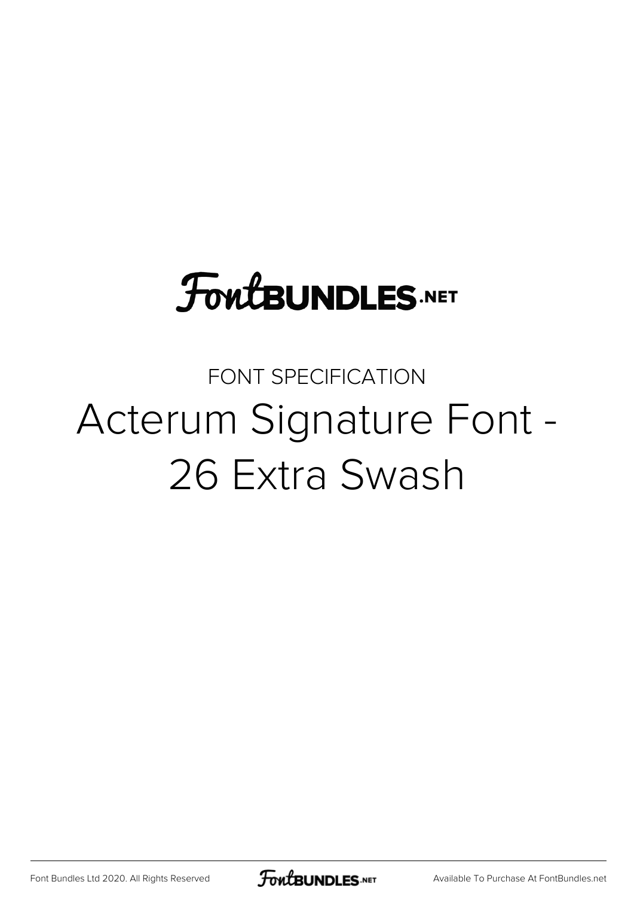FontBUNDLES.NET

FONT SPECIFICATION

# Acterum Signature Font - 26 Extra Swash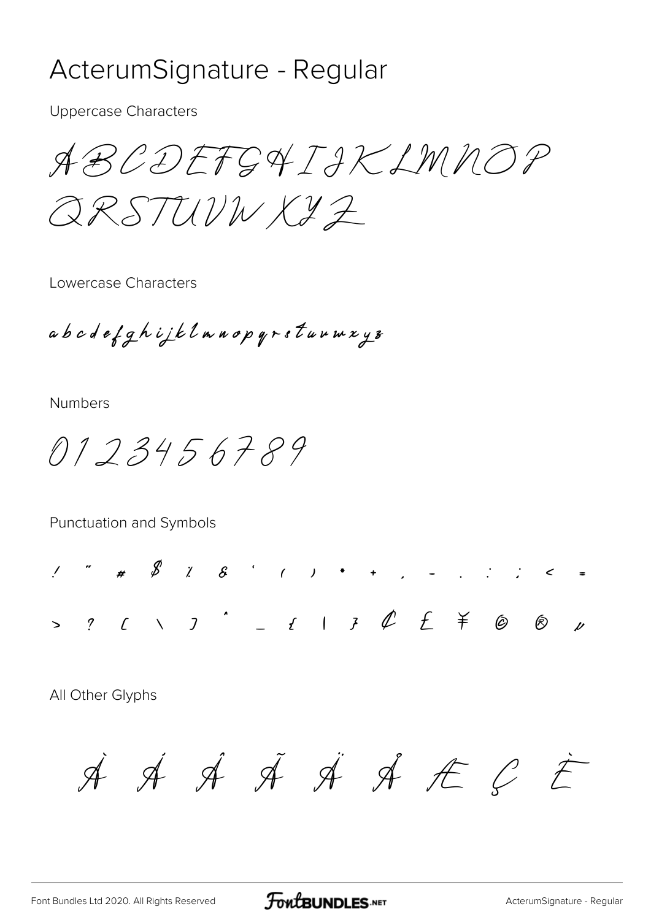# ActerumSignature - Regular

Uppercase Characters

ABCDEFGHIJKLMNOP
QRSTUVWXYZ

Lowercase Characters

abcdefghijklmnopqrstuvwxyz

Numbers

0123456789

Punctuation and Symbols

! " # $ % & ' ( ) * + , - . : ; < =
> ? [ \ ] ^ _ { | } ¢ £ ¥ © ® µ

All Other Glyphs

À Á Â Ã Ä Å Æ Ç È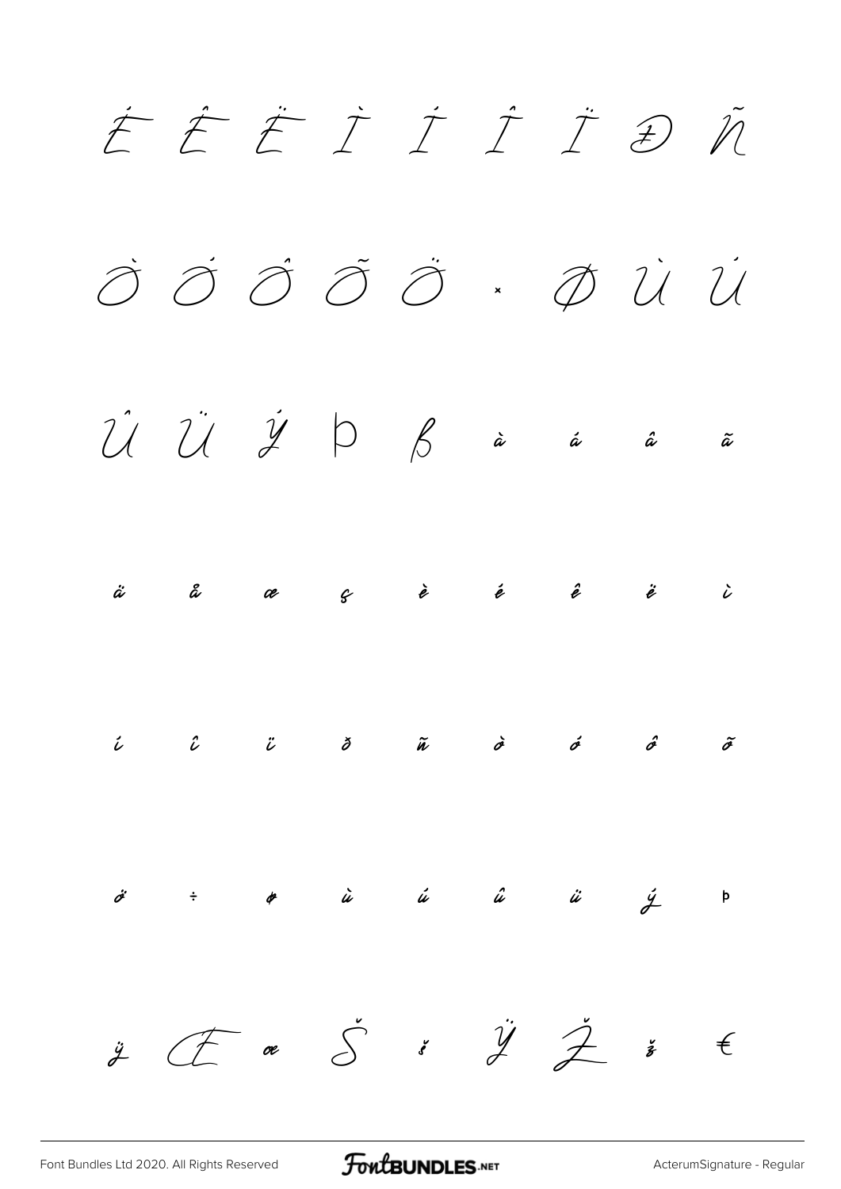É Ê Ë Ì Í Î Ï Ð Ñ

Ò Ó Ô Õ Ö × Ø Ù Ú

Û Ü Ý Þ ß à á â ã

ä å æ ç è é ê ë ì

í î ï ð ñ ò ó ô õ

ö ÷ ø ù ú û ü ý þ

ÿ Œ œ Š š Ÿ Ž ž €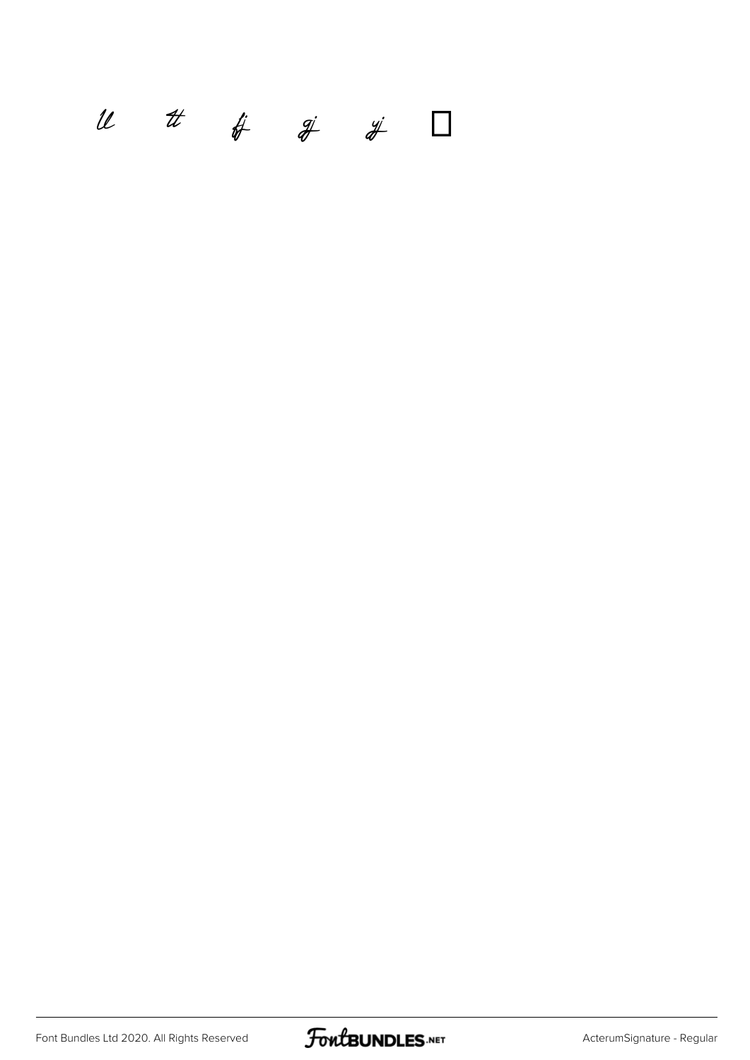ll tt fj gj yj □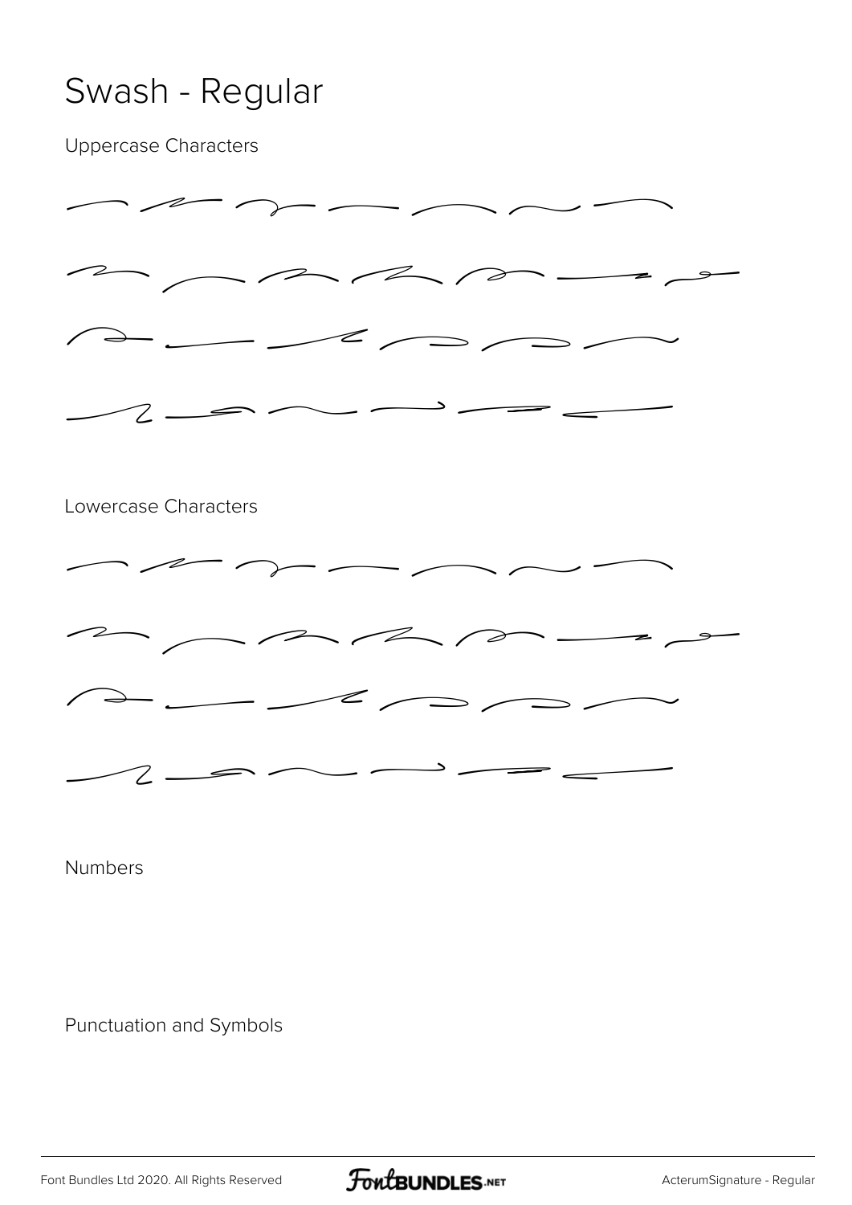# Swash - Regular

Uppercase Characters

Lowercase Characters

Numbers

Punctuation and Symbols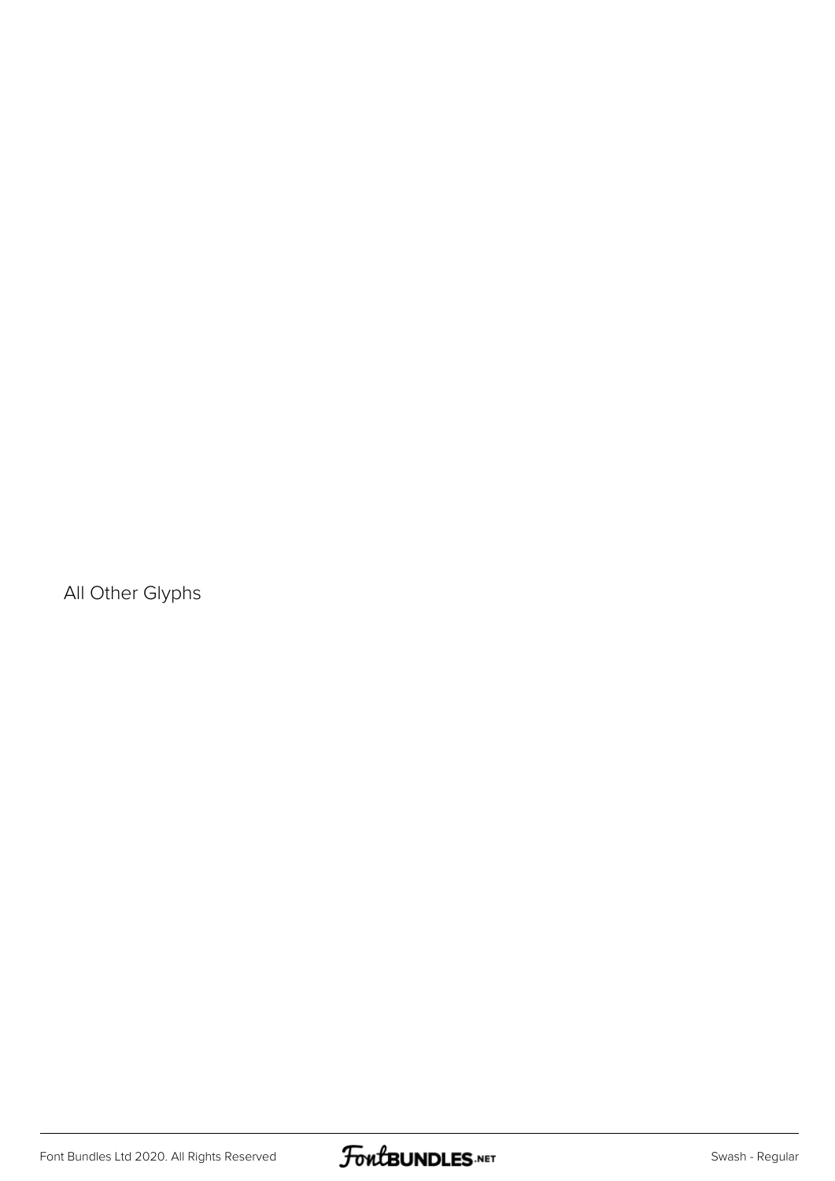All Other Glyphs